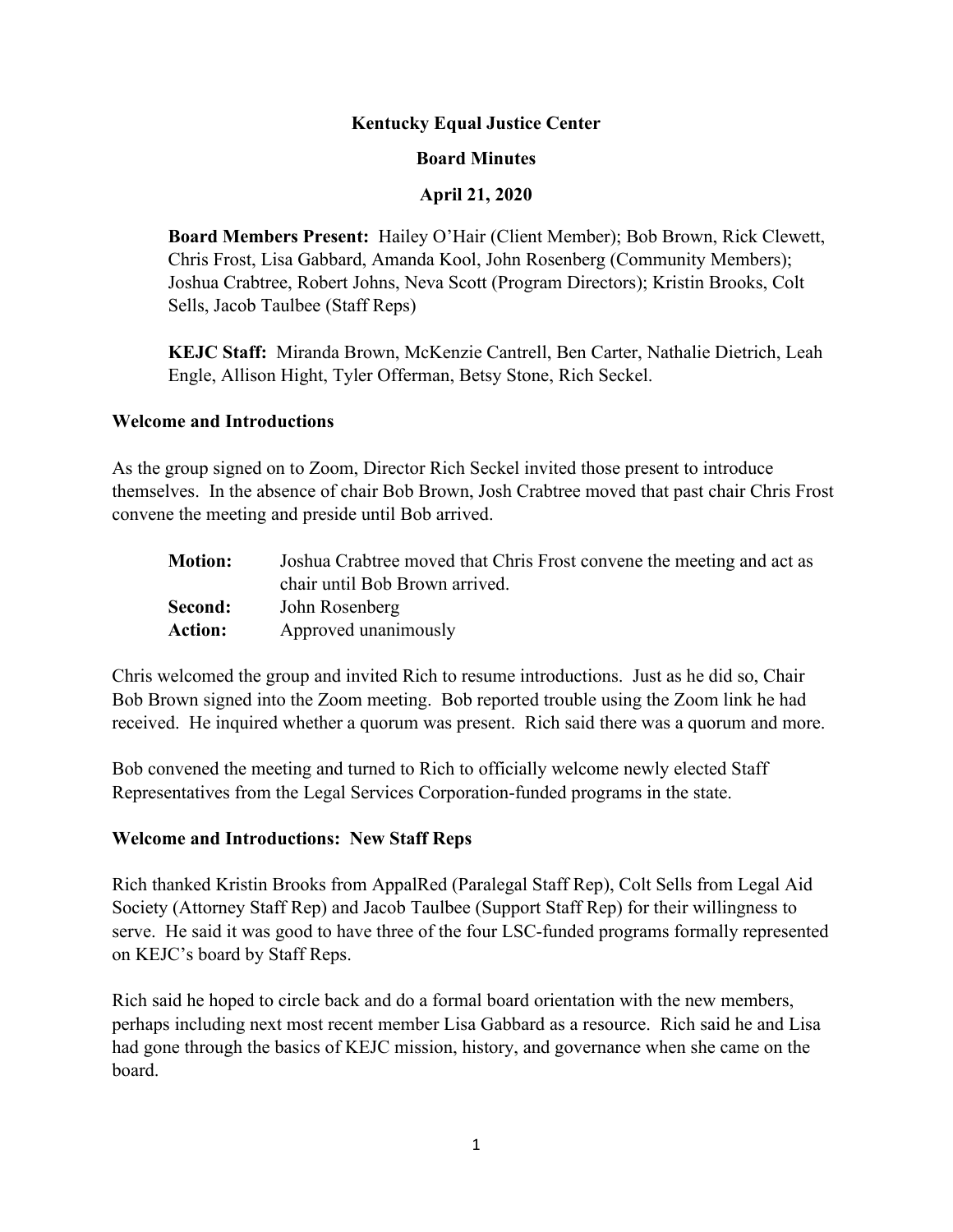# Kentucky Equal Justice Center

## Board Minutes

## April 21, 2020

**Board Members Present:** Hailey O'Hair (Client Member); Bob Brown, Rick Clewett, Chris Frost, Lisa Gabbard, Amanda Kool, John Rosenberg (Community Members); Joshua Crabtree, Robert Johns, Neva Scott (Program Directors); Kristin Brooks, Colt Sells, Jacob Taulbee (Staff Reps)

**KEJC Staff:** Miranda Brown, McKenzie Cantrell, Ben Carter, Nathalie Dietrich, Leah Engle, Allison Hight, Tyler Offerman, Betsy Stone, Rich Seckel.

### Welcome and Introductions

As the group signed on to Zoom, Director Rich Seckel invited those present to introduce themselves. In the absence of chair Bob Brown, Josh Crabtree moved that past chair Chris Frost convene the meeting and preside until Bob arrived.

| | |
|---|---|
| **Motion:** | Joshua Crabtree moved that Chris Frost convene the meeting and act as chair until Bob Brown arrived. |
| **Second:** | John Rosenberg |
| **Action:** | Approved unanimously |

Chris welcomed the group and invited Rich to resume introductions. Just as he did so, Chair Bob Brown signed into the Zoom meeting. Bob reported trouble using the Zoom link he had received. He inquired whether a quorum was present. Rich said there was a quorum and more.

Bob convened the meeting and turned to Rich to officially welcome newly elected Staff Representatives from the Legal Services Corporation-funded programs in the state.

### Welcome and Introductions: New Staff Reps

Rich thanked Kristin Brooks from AppalRed (Paralegal Staff Rep), Colt Sells from Legal Aid Society (Attorney Staff Rep) and Jacob Taulbee (Support Staff Rep) for their willingness to serve. He said it was good to have three of the four LSC-funded programs formally represented on KEJC's board by Staff Reps.

Rich said he hoped to circle back and do a formal board orientation with the new members, perhaps including next most recent member Lisa Gabbard as a resource. Rich said he and Lisa had gone through the basics of KEJC mission, history, and governance when she came on the board.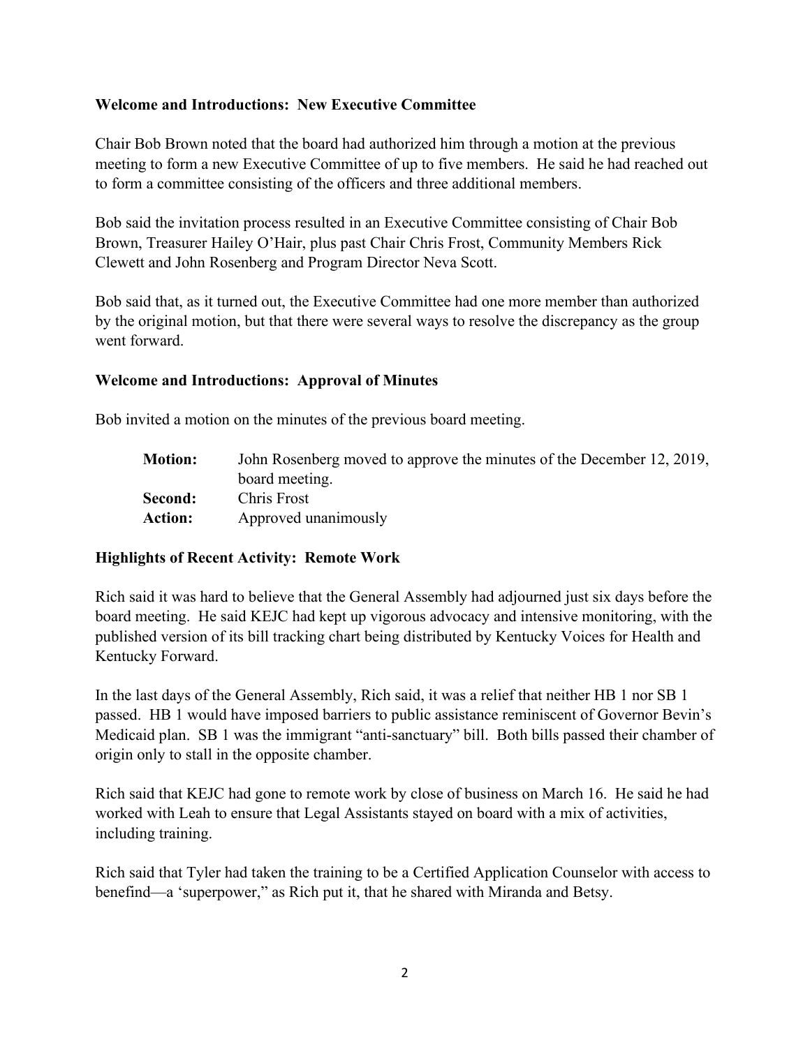**Welcome and Introductions: New Executive Committee**

Chair Bob Brown noted that the board had authorized him through a motion at the previous meeting to form a new Executive Committee of up to five members. He said he had reached out to form a committee consisting of the officers and three additional members.

Bob said the invitation process resulted in an Executive Committee consisting of Chair Bob Brown, Treasurer Hailey O'Hair, plus past Chair Chris Frost, Community Members Rick Clewett and John Rosenberg and Program Director Neva Scott.

Bob said that, as it turned out, the Executive Committee had one more member than authorized by the original motion, but that there were several ways to resolve the discrepancy as the group went forward.

**Welcome and Introductions: Approval of Minutes**

Bob invited a motion on the minutes of the previous board meeting.

| | |
|---|---|
| **Motion:** | John Rosenberg moved to approve the minutes of the December 12, 2019, board meeting. |
| **Second:** | Chris Frost |
| **Action:** | Approved unanimously |

**Highlights of Recent Activity: Remote Work**

Rich said it was hard to believe that the General Assembly had adjourned just six days before the board meeting. He said KEJC had kept up vigorous advocacy and intensive monitoring, with the published version of its bill tracking chart being distributed by Kentucky Voices for Health and Kentucky Forward.

In the last days of the General Assembly, Rich said, it was a relief that neither HB 1 nor SB 1 passed. HB 1 would have imposed barriers to public assistance reminiscent of Governor Bevin's Medicaid plan. SB 1 was the immigrant "anti-sanctuary" bill. Both bills passed their chamber of origin only to stall in the opposite chamber.

Rich said that KEJC had gone to remote work by close of business on March 16. He said he had worked with Leah to ensure that Legal Assistants stayed on board with a mix of activities, including training.

Rich said that Tyler had taken the training to be a Certified Application Counselor with access to benefind—a 'superpower," as Rich put it, that he shared with Miranda and Betsy.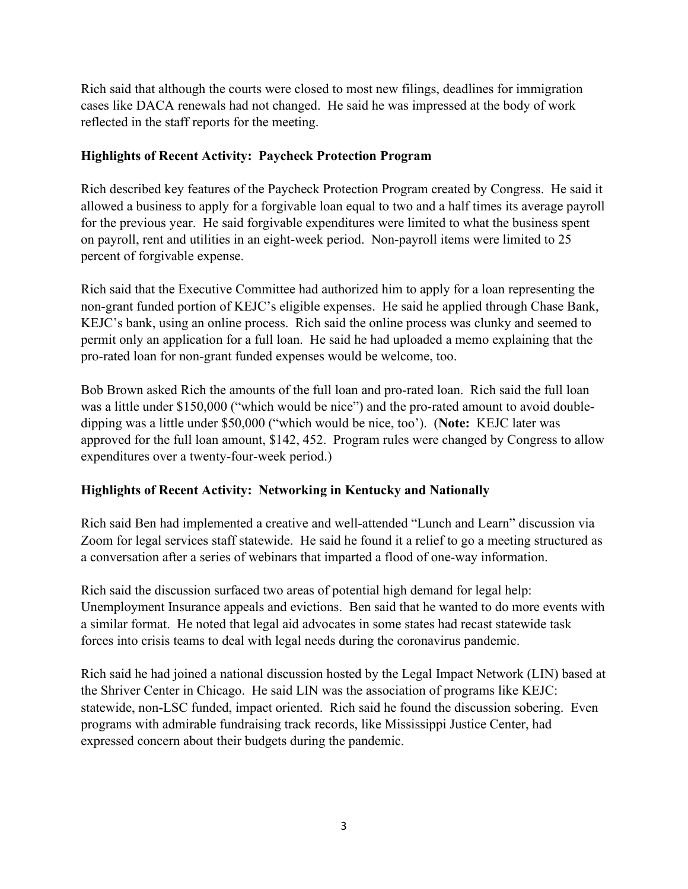Rich said that although the courts were closed to most new filings, deadlines for immigration cases like DACA renewals had not changed. He said he was impressed at the body of work reflected in the staff reports for the meeting.

**Highlights of Recent Activity: Paycheck Protection Program**

Rich described key features of the Paycheck Protection Program created by Congress. He said it allowed a business to apply for a forgivable loan equal to two and a half times its average payroll for the previous year. He said forgivable expenditures were limited to what the business spent on payroll, rent and utilities in an eight-week period. Non-payroll items were limited to 25 percent of forgivable expense.

Rich said that the Executive Committee had authorized him to apply for a loan representing the non-grant funded portion of KEJC's eligible expenses. He said he applied through Chase Bank, KEJC's bank, using an online process. Rich said the online process was clunky and seemed to permit only an application for a full loan. He said he had uploaded a memo explaining that the pro-rated loan for non-grant funded expenses would be welcome, too.

Bob Brown asked Rich the amounts of the full loan and pro-rated loan. Rich said the full loan was a little under $150,000 ("which would be nice") and the pro-rated amount to avoid double-dipping was a little under $50,000 ("which would be nice, too'). (**Note:** KEJC later was approved for the full loan amount, $142, 452. Program rules were changed by Congress to allow expenditures over a twenty-four-week period.)

**Highlights of Recent Activity: Networking in Kentucky and Nationally**

Rich said Ben had implemented a creative and well-attended "Lunch and Learn" discussion via Zoom for legal services staff statewide. He said he found it a relief to go a meeting structured as a conversation after a series of webinars that imparted a flood of one-way information.

Rich said the discussion surfaced two areas of potential high demand for legal help: Unemployment Insurance appeals and evictions. Ben said that he wanted to do more events with a similar format. He noted that legal aid advocates in some states had recast statewide task forces into crisis teams to deal with legal needs during the coronavirus pandemic.

Rich said he had joined a national discussion hosted by the Legal Impact Network (LIN) based at the Shriver Center in Chicago. He said LIN was the association of programs like KEJC: statewide, non-LSC funded, impact oriented. Rich said he found the discussion sobering. Even programs with admirable fundraising track records, like Mississippi Justice Center, had expressed concern about their budgets during the pandemic.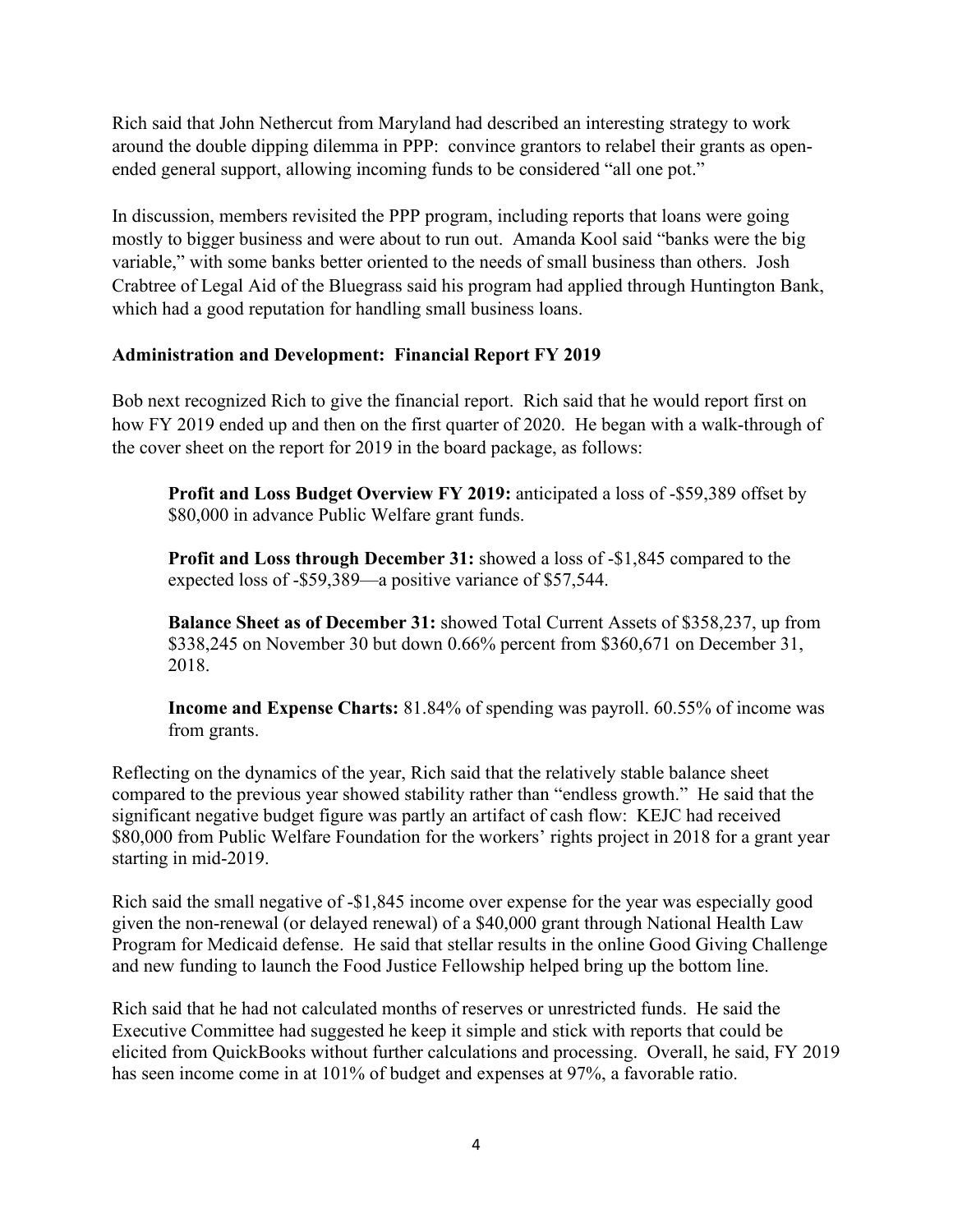Rich said that John Nethercut from Maryland had described an interesting strategy to work around the double dipping dilemma in PPP: convince grantors to relabel their grants as open-ended general support, allowing incoming funds to be considered "all one pot."

In discussion, members revisited the PPP program, including reports that loans were going mostly to bigger business and were about to run out. Amanda Kool said "banks were the big variable," with some banks better oriented to the needs of small business than others. Josh Crabtree of Legal Aid of the Bluegrass said his program had applied through Huntington Bank, which had a good reputation for handling small business loans.

## Administration and Development: Financial Report FY 2019

Bob next recognized Rich to give the financial report. Rich said that he would report first on how FY 2019 ended up and then on the first quarter of 2020. He began with a walk-through of the cover sheet on the report for 2019 in the board package, as follows:

> **Profit and Loss Budget Overview FY 2019:** anticipated a loss of -$59,389 offset by $80,000 in advance Public Welfare grant funds.
>
> **Profit and Loss through December 31:** showed a loss of -$1,845 compared to the expected loss of -$59,389—a positive variance of $57,544.
>
> **Balance Sheet as of December 31:** showed Total Current Assets of $358,237, up from $338,245 on November 30 but down 0.66% percent from $360,671 on December 31, 2018.
>
> **Income and Expense Charts:** 81.84% of spending was payroll. 60.55% of income was from grants.

Reflecting on the dynamics of the year, Rich said that the relatively stable balance sheet compared to the previous year showed stability rather than "endless growth." He said that the significant negative budget figure was partly an artifact of cash flow: KEJC had received $80,000 from Public Welfare Foundation for the workers' rights project in 2018 for a grant year starting in mid-2019.

Rich said the small negative of -$1,845 income over expense for the year was especially good given the non-renewal (or delayed renewal) of a $40,000 grant through National Health Law Program for Medicaid defense. He said that stellar results in the online Good Giving Challenge and new funding to launch the Food Justice Fellowship helped bring up the bottom line.

Rich said that he had not calculated months of reserves or unrestricted funds. He said the Executive Committee had suggested he keep it simple and stick with reports that could be elicited from QuickBooks without further calculations and processing. Overall, he said, FY 2019 has seen income come in at 101% of budget and expenses at 97%, a favorable ratio.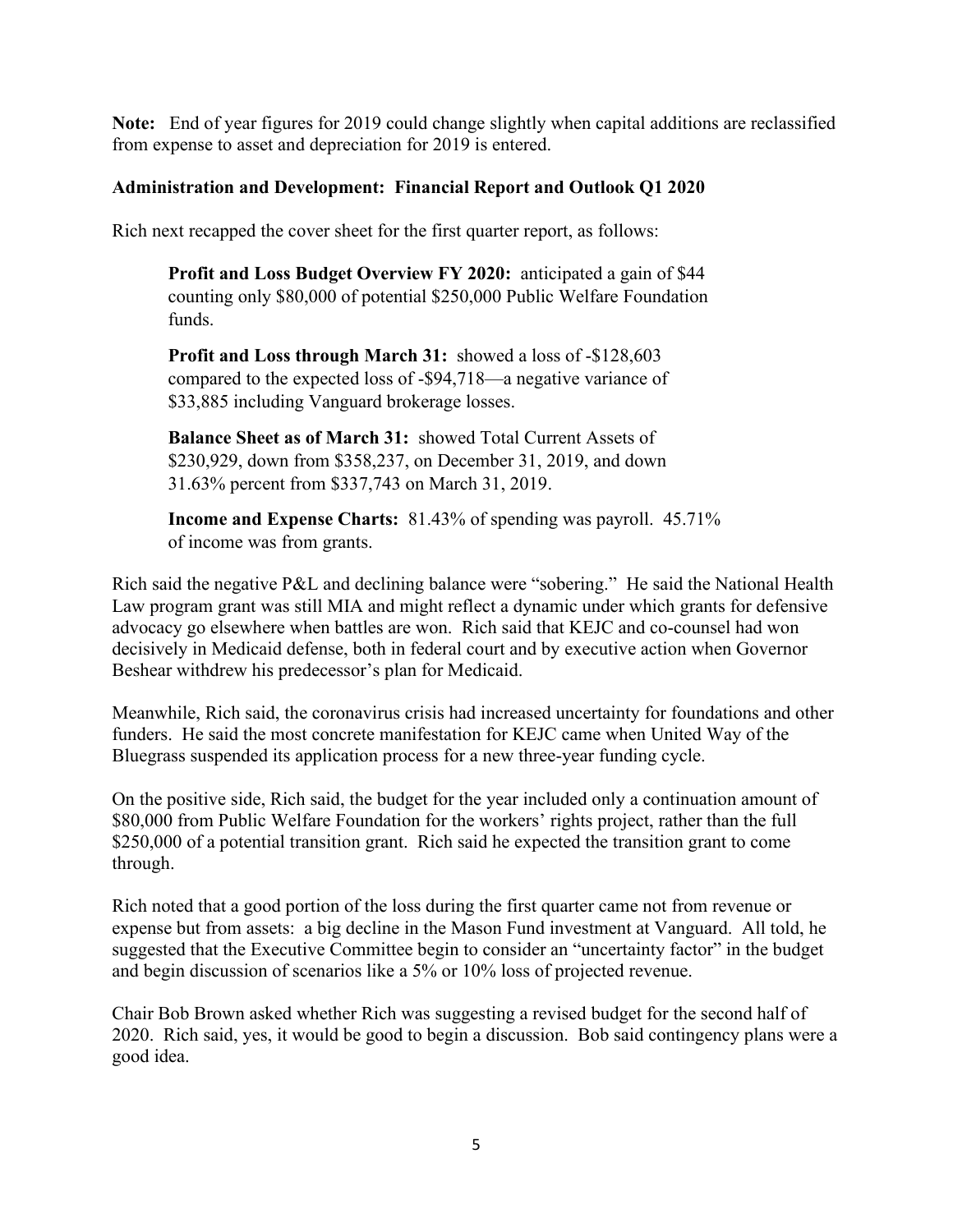**Note:** End of year figures for 2019 could change slightly when capital additions are reclassified from expense to asset and depreciation for 2019 is entered.

**Administration and Development: Financial Report and Outlook Q1 2020**

Rich next recapped the cover sheet for the first quarter report, as follows:

> **Profit and Loss Budget Overview FY 2020:** anticipated a gain of $44 counting only $80,000 of potential $250,000 Public Welfare Foundation funds.
>
> **Profit and Loss through March 31:** showed a loss of -$128,603 compared to the expected loss of -$94,718—a negative variance of $33,885 including Vanguard brokerage losses.
>
> **Balance Sheet as of March 31:** showed Total Current Assets of $230,929, down from $358,237, on December 31, 2019, and down 31.63% percent from $337,743 on March 31, 2019.
>
> **Income and Expense Charts:** 81.43% of spending was payroll. 45.71% of income was from grants.

Rich said the negative P&L and declining balance were "sobering." He said the National Health Law program grant was still MIA and might reflect a dynamic under which grants for defensive advocacy go elsewhere when battles are won. Rich said that KEJC and co-counsel had won decisively in Medicaid defense, both in federal court and by executive action when Governor Beshear withdrew his predecessor's plan for Medicaid.

Meanwhile, Rich said, the coronavirus crisis had increased uncertainty for foundations and other funders. He said the most concrete manifestation for KEJC came when United Way of the Bluegrass suspended its application process for a new three-year funding cycle.

On the positive side, Rich said, the budget for the year included only a continuation amount of $80,000 from Public Welfare Foundation for the workers' rights project, rather than the full $250,000 of a potential transition grant. Rich said he expected the transition grant to come through.

Rich noted that a good portion of the loss during the first quarter came not from revenue or expense but from assets: a big decline in the Mason Fund investment at Vanguard. All told, he suggested that the Executive Committee begin to consider an "uncertainty factor" in the budget and begin discussion of scenarios like a 5% or 10% loss of projected revenue.

Chair Bob Brown asked whether Rich was suggesting a revised budget for the second half of 2020. Rich said, yes, it would be good to begin a discussion. Bob said contingency plans were a good idea.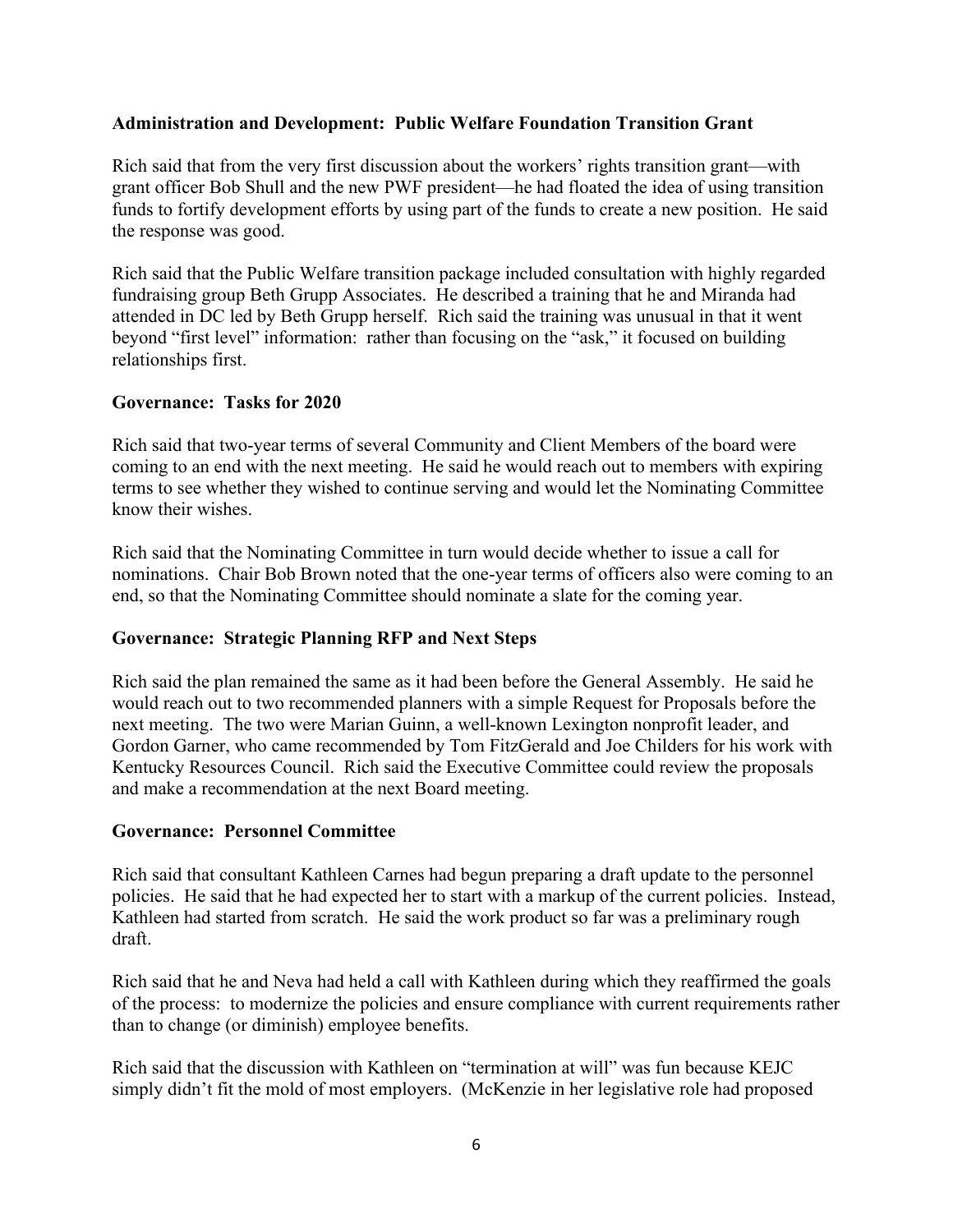**Administration and Development: Public Welfare Foundation Transition Grant**

Rich said that from the very first discussion about the workers' rights transition grant—with grant officer Bob Shull and the new PWF president—he had floated the idea of using transition funds to fortify development efforts by using part of the funds to create a new position. He said the response was good.

Rich said that the Public Welfare transition package included consultation with highly regarded fundraising group Beth Grupp Associates. He described a training that he and Miranda had attended in DC led by Beth Grupp herself. Rich said the training was unusual in that it went beyond "first level" information: rather than focusing on the "ask," it focused on building relationships first.

**Governance: Tasks for 2020**

Rich said that two-year terms of several Community and Client Members of the board were coming to an end with the next meeting. He said he would reach out to members with expiring terms to see whether they wished to continue serving and would let the Nominating Committee know their wishes.

Rich said that the Nominating Committee in turn would decide whether to issue a call for nominations. Chair Bob Brown noted that the one-year terms of officers also were coming to an end, so that the Nominating Committee should nominate a slate for the coming year.

**Governance: Strategic Planning RFP and Next Steps**

Rich said the plan remained the same as it had been before the General Assembly. He said he would reach out to two recommended planners with a simple Request for Proposals before the next meeting. The two were Marian Guinn, a well-known Lexington nonprofit leader, and Gordon Garner, who came recommended by Tom FitzGerald and Joe Childers for his work with Kentucky Resources Council. Rich said the Executive Committee could review the proposals and make a recommendation at the next Board meeting.

**Governance: Personnel Committee**

Rich said that consultant Kathleen Carnes had begun preparing a draft update to the personnel policies. He said that he had expected her to start with a markup of the current policies. Instead, Kathleen had started from scratch. He said the work product so far was a preliminary rough draft.

Rich said that he and Neva had held a call with Kathleen during which they reaffirmed the goals of the process: to modernize the policies and ensure compliance with current requirements rather than to change (or diminish) employee benefits.

Rich said that the discussion with Kathleen on "termination at will" was fun because KEJC simply didn't fit the mold of most employers. (McKenzie in her legislative role had proposed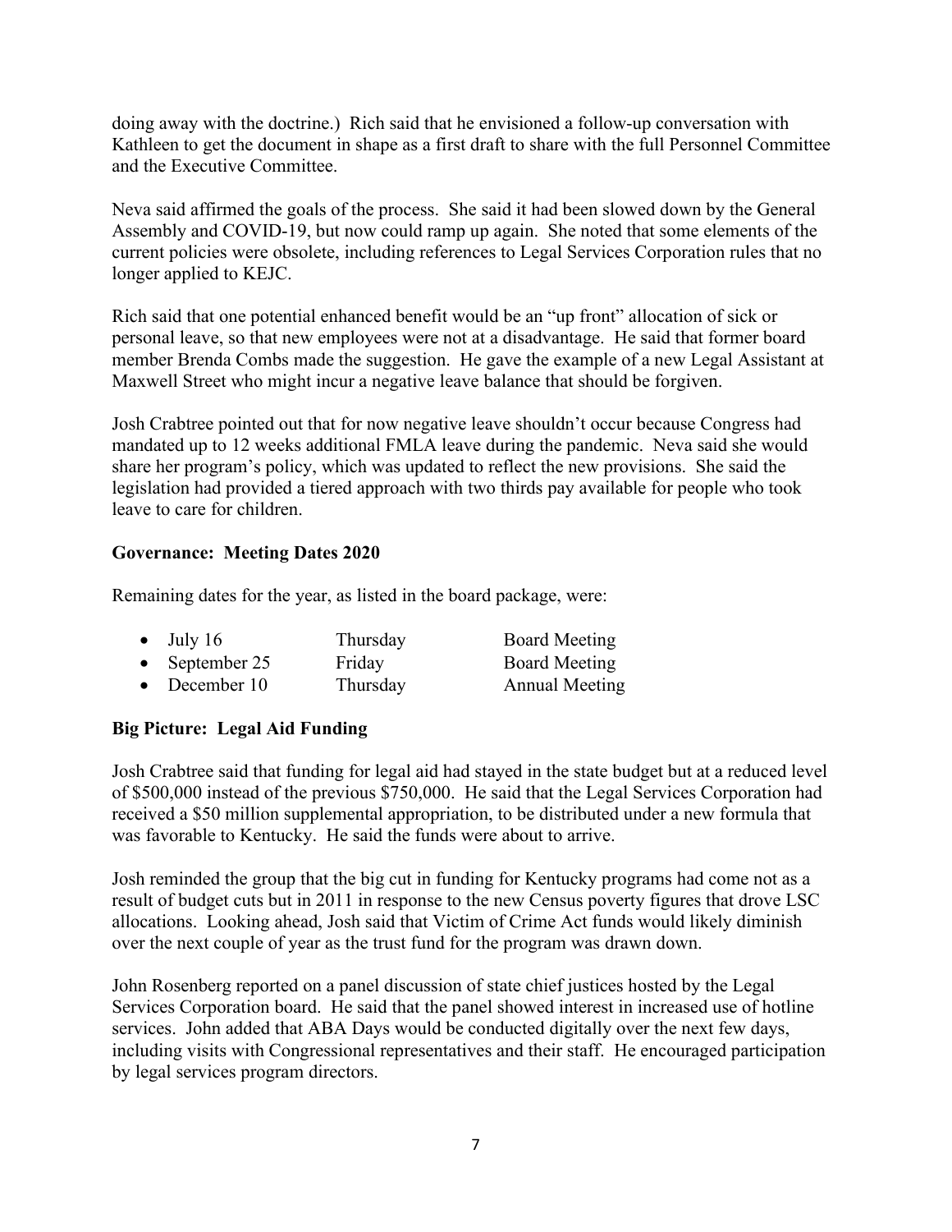doing away with the doctrine.) Rich said that he envisioned a follow-up conversation with Kathleen to get the document in shape as a first draft to share with the full Personnel Committee and the Executive Committee.

Neva said affirmed the goals of the process. She said it had been slowed down by the General Assembly and COVID-19, but now could ramp up again. She noted that some elements of the current policies were obsolete, including references to Legal Services Corporation rules that no longer applied to KEJC.

Rich said that one potential enhanced benefit would be an "up front" allocation of sick or personal leave, so that new employees were not at a disadvantage. He said that former board member Brenda Combs made the suggestion. He gave the example of a new Legal Assistant at Maxwell Street who might incur a negative leave balance that should be forgiven.

Josh Crabtree pointed out that for now negative leave shouldn't occur because Congress had mandated up to 12 weeks additional FMLA leave during the pandemic. Neva said she would share her program's policy, which was updated to reflect the new provisions. She said the legislation had provided a tiered approach with two thirds pay available for people who took leave to care for children.

**Governance: Meeting Dates 2020**

Remaining dates for the year, as listed in the board package, were:

- July 16 Thursday Board Meeting
- September 25 Friday Board Meeting
- December 10 Thursday Annual Meeting

**Big Picture: Legal Aid Funding**

Josh Crabtree said that funding for legal aid had stayed in the state budget but at a reduced level of $500,000 instead of the previous $750,000. He said that the Legal Services Corporation had received a $50 million supplemental appropriation, to be distributed under a new formula that was favorable to Kentucky. He said the funds were about to arrive.

Josh reminded the group that the big cut in funding for Kentucky programs had come not as a result of budget cuts but in 2011 in response to the new Census poverty figures that drove LSC allocations. Looking ahead, Josh said that Victim of Crime Act funds would likely diminish over the next couple of year as the trust fund for the program was drawn down.

John Rosenberg reported on a panel discussion of state chief justices hosted by the Legal Services Corporation board. He said that the panel showed interest in increased use of hotline services. John added that ABA Days would be conducted digitally over the next few days, including visits with Congressional representatives and their staff. He encouraged participation by legal services program directors.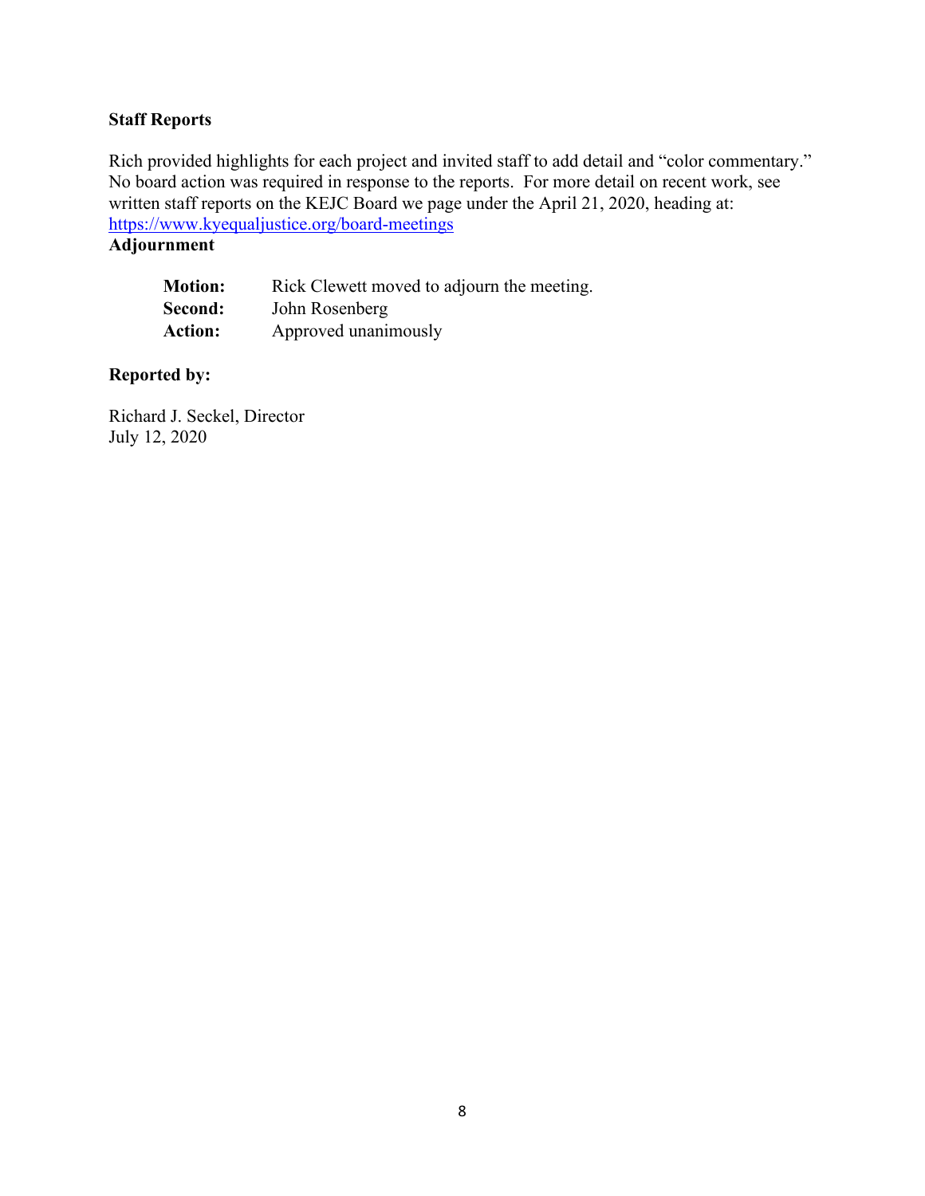**Staff Reports**

Rich provided highlights for each project and invited staff to add detail and "color commentary." No board action was required in response to the reports. For more detail on recent work, see written staff reports on the KEJC Board we page under the April 21, 2020, heading at: https://www.kyequaljustice.org/board-meetings

**Adjournment**

| | |
|---|---|
| **Motion:** | Rick Clewett moved to adjourn the meeting. |
| **Second:** | John Rosenberg |
| **Action:** | Approved unanimously |

**Reported by:**

Richard J. Seckel, Director
July 12, 2020